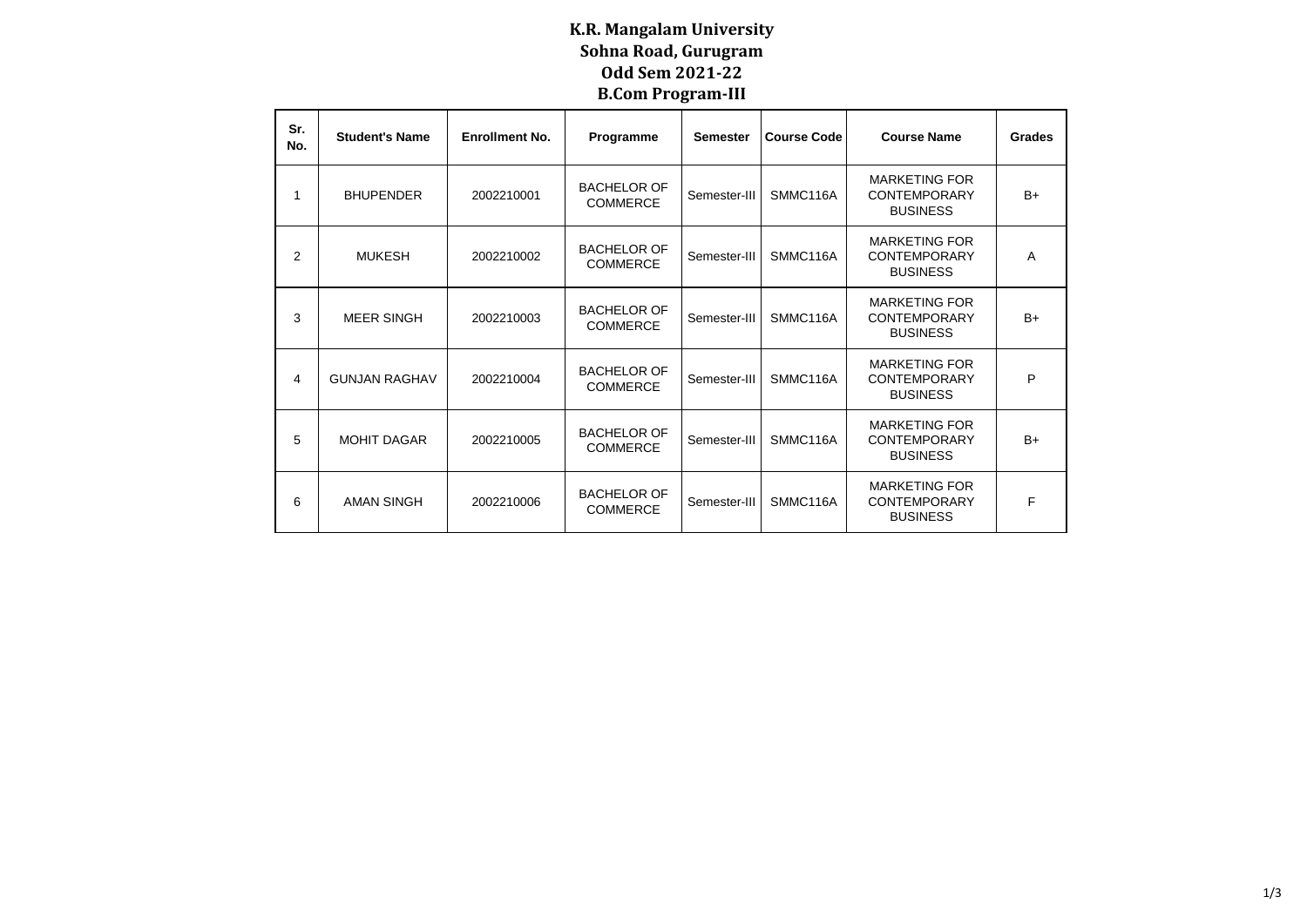# K.R. Mangalam University
## Sohna Road, Gurugram
## Odd Sem 2021-22
## B.Com Program-III

| Sr. No. | Student's Name | Enrollment No. | Programme | Semester | Course Code | Course Name | Grades |
|---|---|---|---|---|---|---|---|
| 1 | BHUPENDER | 2002210001 | BACHELOR OF COMMERCE | Semester-III | SMMC116A | MARKETING FOR CONTEMPORARY BUSINESS | B+ |
| 2 | MUKESH | 2002210002 | BACHELOR OF COMMERCE | Semester-III | SMMC116A | MARKETING FOR CONTEMPORARY BUSINESS | A |
| 3 | MEER SINGH | 2002210003 | BACHELOR OF COMMERCE | Semester-III | SMMC116A | MARKETING FOR CONTEMPORARY BUSINESS | B+ |
| 4 | GUNJAN RAGHAV | 2002210004 | BACHELOR OF COMMERCE | Semester-III | SMMC116A | MARKETING FOR CONTEMPORARY BUSINESS | P |
| 5 | MOHIT DAGAR | 2002210005 | BACHELOR OF COMMERCE | Semester-III | SMMC116A | MARKETING FOR CONTEMPORARY BUSINESS | B+ |
| 6 | AMAN SINGH | 2002210006 | BACHELOR OF COMMERCE | Semester-III | SMMC116A | MARKETING FOR CONTEMPORARY BUSINESS | F |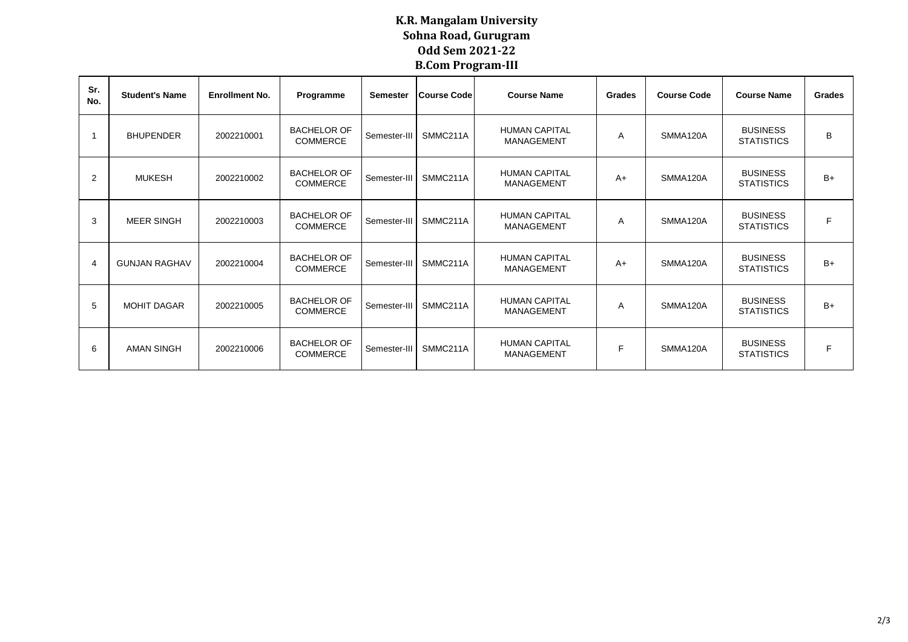# K.R. Mangalam University
## Sohna Road, Gurugram
## Odd Sem 2021-22
## B.Com Program-III

| Sr. No. | Student's Name | Enrollment No. | Programme | Semester | Course Code | Course Name | Grades | Course Code | Course Name | Grades |
|---|---|---|---|---|---|---|---|---|---|---|
| 1 | BHUPENDER | 2002210001 | BACHELOR OF COMMERCE | Semester-III | SMMC211A | HUMAN CAPITAL MANAGEMENT | A | SMMA120A | BUSINESS STATISTICS | B |
| 2 | MUKESH | 2002210002 | BACHELOR OF COMMERCE | Semester-III | SMMC211A | HUMAN CAPITAL MANAGEMENT | A+ | SMMA120A | BUSINESS STATISTICS | B+ |
| 3 | MEER SINGH | 2002210003 | BACHELOR OF COMMERCE | Semester-III | SMMC211A | HUMAN CAPITAL MANAGEMENT | A | SMMA120A | BUSINESS STATISTICS | F |
| 4 | GUNJAN RAGHAV | 2002210004 | BACHELOR OF COMMERCE | Semester-III | SMMC211A | HUMAN CAPITAL MANAGEMENT | A+ | SMMA120A | BUSINESS STATISTICS | B+ |
| 5 | MOHIT DAGAR | 2002210005 | BACHELOR OF COMMERCE | Semester-III | SMMC211A | HUMAN CAPITAL MANAGEMENT | A | SMMA120A | BUSINESS STATISTICS | B+ |
| 6 | AMAN SINGH | 2002210006 | BACHELOR OF COMMERCE | Semester-III | SMMC211A | HUMAN CAPITAL MANAGEMENT | F | SMMA120A | BUSINESS STATISTICS | F |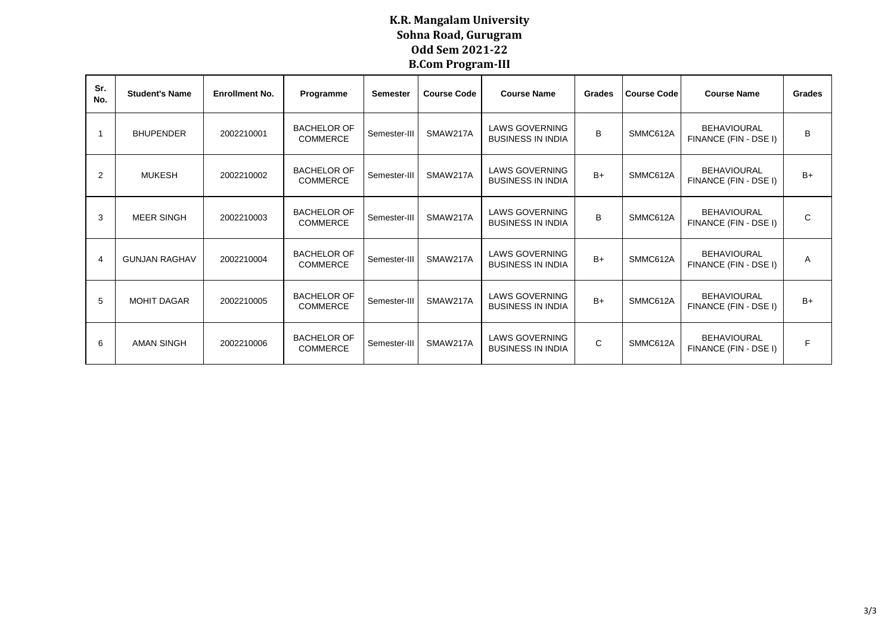# K.R. Mangalam University
## Sohna Road, Gurugram
## Odd Sem 2021-22
## B.Com Program-III

| Sr. No. | Student's Name | Enrollment No. | Programme | Semester | Course Code | Course Name | Grades | Course Code | Course Name | Grades |
|---|---|---|---|---|---|---|---|---|---|---|
| 1 | BHUPENDER | 2002210001 | BACHELOR OF COMMERCE | Semester-III | SMAW217A | LAWS GOVERNING BUSINESS IN INDIA | B | SMMC612A | BEHAVIOURAL FINANCE (FIN - DSE I) | B |
| 2 | MUKESH | 2002210002 | BACHELOR OF COMMERCE | Semester-III | SMAW217A | LAWS GOVERNING BUSINESS IN INDIA | B+ | SMMC612A | BEHAVIOURAL FINANCE (FIN - DSE I) | B+ |
| 3 | MEER SINGH | 2002210003 | BACHELOR OF COMMERCE | Semester-III | SMAW217A | LAWS GOVERNING BUSINESS IN INDIA | B | SMMC612A | BEHAVIOURAL FINANCE (FIN - DSE I) | C |
| 4 | GUNJAN RAGHAV | 2002210004 | BACHELOR OF COMMERCE | Semester-III | SMAW217A | LAWS GOVERNING BUSINESS IN INDIA | B+ | SMMC612A | BEHAVIOURAL FINANCE (FIN - DSE I) | A |
| 5 | MOHIT DAGAR | 2002210005 | BACHELOR OF COMMERCE | Semester-III | SMAW217A | LAWS GOVERNING BUSINESS IN INDIA | B+ | SMMC612A | BEHAVIOURAL FINANCE (FIN - DSE I) | B+ |
| 6 | AMAN SINGH | 2002210006 | BACHELOR OF COMMERCE | Semester-III | SMAW217A | LAWS GOVERNING BUSINESS IN INDIA | C | SMMC612A | BEHAVIOURAL FINANCE (FIN - DSE I) | F |